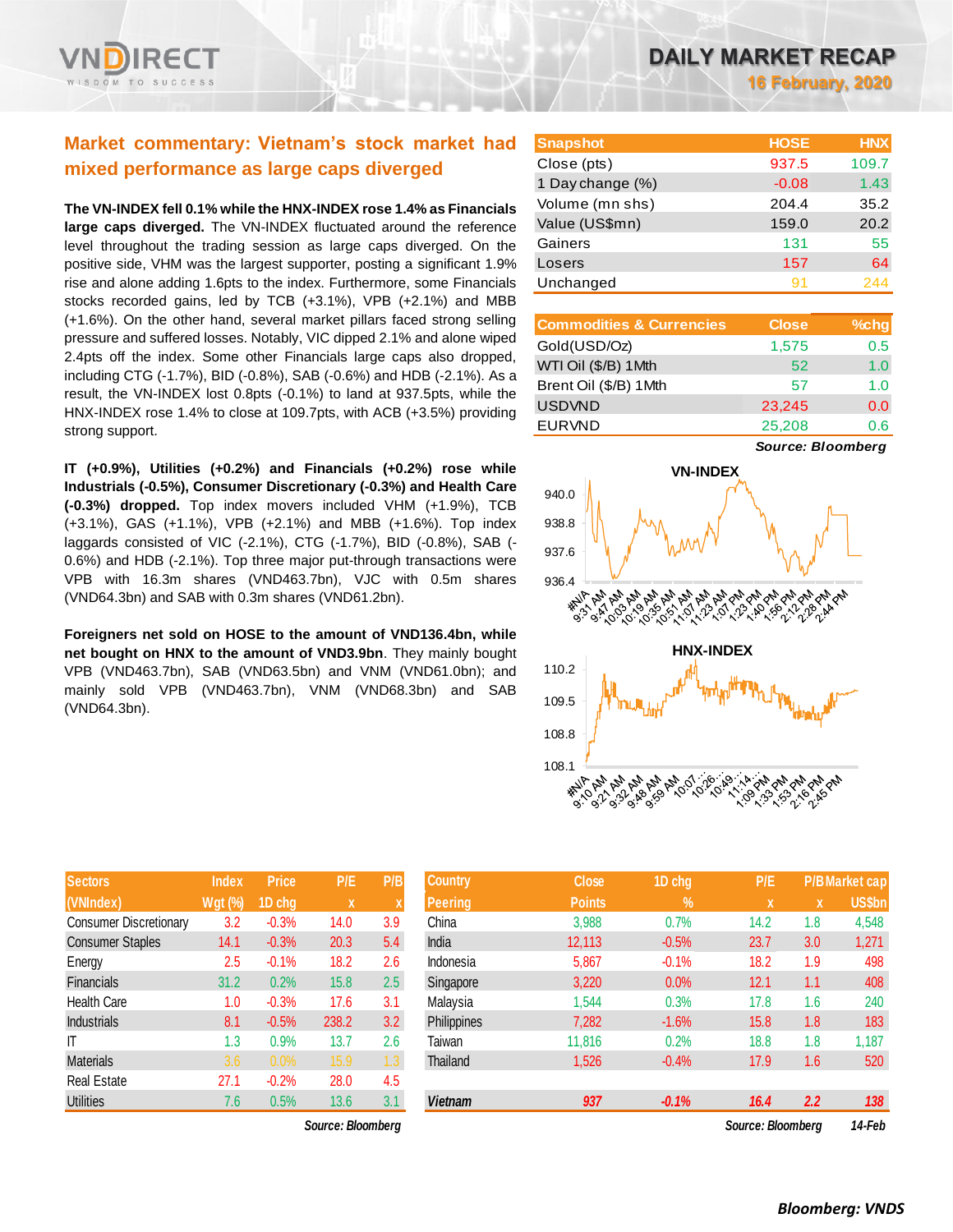# DAILY MARKET RECAP

**16 February, 2020**

## Market commentary: Vietnam's stock market had mixed performance as large caps diverged

**The VN-INDEX fell 0.1% while the HNX-INDEX rose 1.4% as Financials large caps diverged.** The VN-INDEX fluctuated around the reference level throughout the trading session as large caps diverged. On the positive side, VHM was the largest supporter, posting a significant 1.9% rise and alone adding 1.6pts to the index. Furthermore, some Financials stocks recorded gains, led by TCB (+3.1%), VPB (+2.1%) and MBB (+1.6%). On the other hand, several market pillars faced strong selling pressure and suffered losses. Notably, VIC dipped 2.1% and alone wiped 2.4pts off the index. Some other Financials large caps also dropped, including CTG (-1.7%), BID (-0.8%), SAB (-0.6%) and HDB (-2.1%). As a result, the VN-INDEX lost 0.8pts (-0.1%) to land at 937.5pts, while the HNX-INDEX rose 1.4% to close at 109.7pts, with ACB (+3.5%) providing strong support.

**IT (+0.9%), Utilities (+0.2%) and Financials (+0.2%) rose while Industrials (-0.5%), Consumer Discretionary (-0.3%) and Health Care (-0.3%) dropped.** Top index movers included VHM (+1.9%), TCB (+3.1%), GAS (+1.1%), VPB (+2.1%) and MBB (+1.6%). Top index laggards consisted of VIC (-2.1%), CTG (-1.7%), BID (-0.8%), SAB (-0.6%) and HDB (-2.1%). Top three major put-through transactions were VPB with 16.3m shares (VND463.7bn), VJC with 0.5m shares (VND64.3bn) and SAB with 0.3m shares (VND61.2bn).

**Foreigners net sold on HOSE to the amount of VND136.4bn, while net bought on HNX to the amount of VND3.9bn**. They mainly bought VPB (VND463.7bn), SAB (VND63.5bn) and VNM (VND61.0bn); and mainly sold VPB (VND463.7bn), VNM (VND68.3bn) and SAB (VND64.3bn).

| Snapshot | HOSE | HNX |
|---|---|---|
| Close (pts) | 937.5 | 109.7 |
| 1 Day change (%) | -0.08 | 1.43 |
| Volume (mn shs) | 204.4 | 35.2 |
| Value (US$mn) | 159.0 | 20.2 |
| Gainers | 131 | 55 |
| Losers | 157 | 64 |
| Unchanged | 91 | 244 |

| Commodities & Currencies | Close | %chg |
|---|---|---|
| Gold(USD/Oz) | 1,575 | 0.5 |
| WTI Oil ($/B) 1Mth | 52 | 1.0 |
| Brent Oil ($/B) 1Mth | 57 | 1.0 |
| USDVND | 23,245 | 0.0 |
| EURVND | 25,208 | 0.6 |

*Source: Bloomberg*

| Sectors (VNIndex) | Index Wgt (%) | Price 1D chg | P/E x | P/B x |
|---|---|---|---|---|
| Consumer Discretionary | 3.2 | -0.3% | 14.0 | 3.9 |
| Consumer Staples | 14.1 | -0.3% | 20.3 | 5.4 |
| Energy | 2.5 | -0.1% | 18.2 | 2.6 |
| Financials | 31.2 | 0.2% | 15.8 | 2.5 |
| Health Care | 1.0 | -0.3% | 17.6 | 3.1 |
| Industrials | 8.1 | -0.5% | 238.2 | 3.2 |
| IT | 1.3 | 0.9% | 13.7 | 2.6 |
| Materials | 3.6 | 0.0% | 15.9 | 1.3 |
| Real Estate | 27.1 | -0.2% | 28.0 | 4.5 |
| Utilities | 7.6 | 0.5% | 13.6 | 3.1 |

*Source: Bloomberg*

| Country Peering | Close Points | 1D chg % | P/E x | P/B x | Market cap US$bn |
|---|---|---|---|---|---|
| China | 3,988 | 0.7% | 14.2 | 1.8 | 4,548 |
| India | 12,113 | -0.5% | 23.7 | 3.0 | 1,271 |
| Indonesia | 5,867 | -0.1% | 18.2 | 1.9 | 498 |
| Singapore | 3,220 | 0.0% | 12.1 | 1.1 | 408 |
| Malaysia | 1,544 | 0.3% | 17.8 | 1.6 | 240 |
| Philippines | 7,282 | -1.6% | 15.8 | 1.8 | 183 |
| Taiwan | 11,816 | 0.2% | 18.8 | 1.8 | 1,187 |
| Thailand | 1,526 | -0.4% | 17.9 | 1.6 | 520 |
| *Vietnam* | *937* | *-0.1%* | *16.4* | *2.2* | *138* |

*Source: Bloomberg* *14-Feb*

*Bloomberg: VNDS*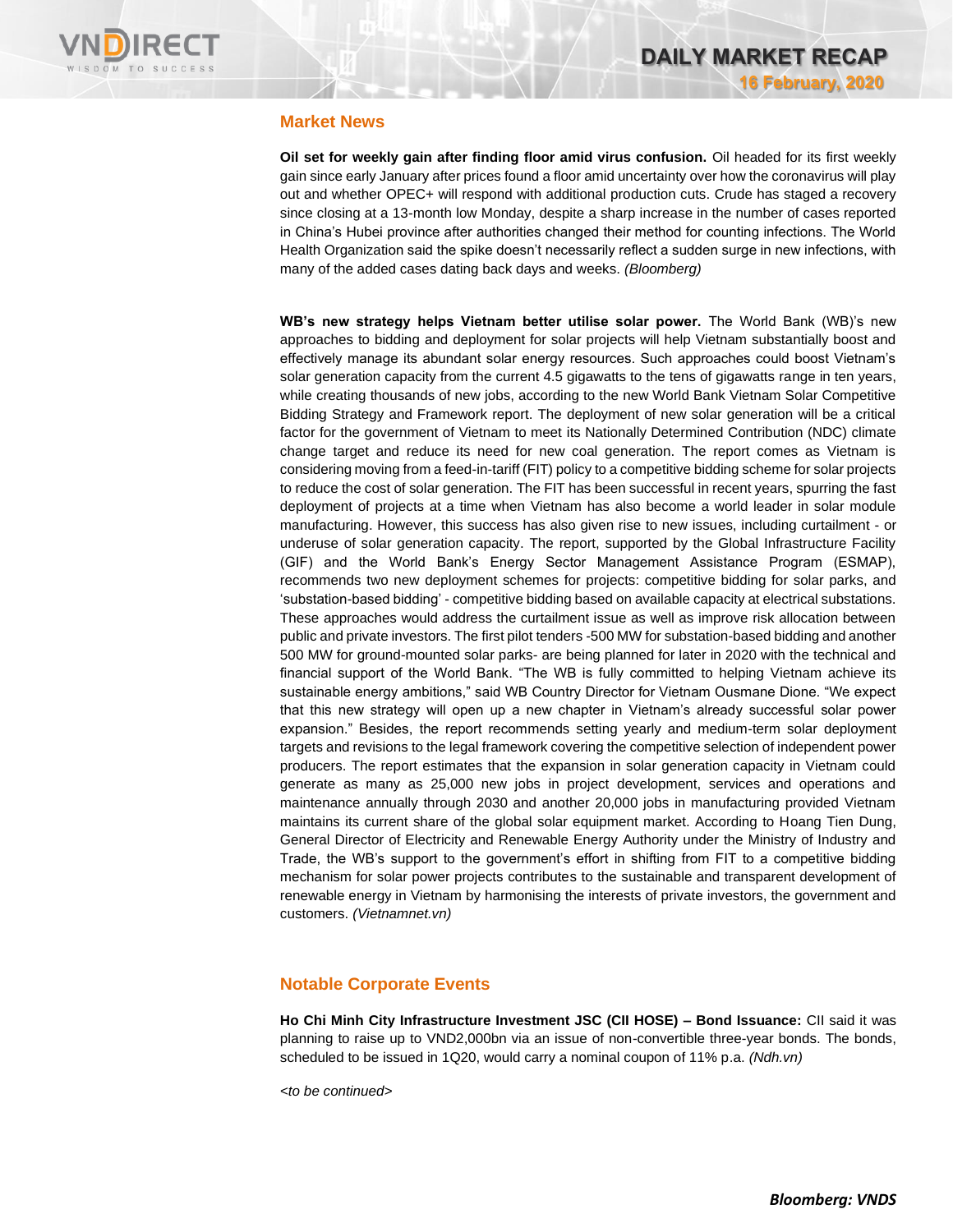## Market News

**Oil set for weekly gain after finding floor amid virus confusion.** Oil headed for its first weekly gain since early January after prices found a floor amid uncertainty over how the coronavirus will play out and whether OPEC+ will respond with additional production cuts. Crude has staged a recovery since closing at a 13-month low Monday, despite a sharp increase in the number of cases reported in China's Hubei province after authorities changed their method for counting infections. The World Health Organization said the spike doesn't necessarily reflect a sudden surge in new infections, with many of the added cases dating back days and weeks. *(Bloomberg)*

**WB's new strategy helps Vietnam better utilise solar power.** The World Bank (WB)'s new approaches to bidding and deployment for solar projects will help Vietnam substantially boost and effectively manage its abundant solar energy resources. Such approaches could boost Vietnam's solar generation capacity from the current 4.5 gigawatts to the tens of gigawatts range in ten years, while creating thousands of new jobs, according to the new World Bank Vietnam Solar Competitive Bidding Strategy and Framework report. The deployment of new solar generation will be a critical factor for the government of Vietnam to meet its Nationally Determined Contribution (NDC) climate change target and reduce its need for new coal generation. The report comes as Vietnam is considering moving from a feed-in-tariff (FIT) policy to a competitive bidding scheme for solar projects to reduce the cost of solar generation. The FIT has been successful in recent years, spurring the fast deployment of projects at a time when Vietnam has also become a world leader in solar module manufacturing. However, this success has also given rise to new issues, including curtailment - or underuse of solar generation capacity. The report, supported by the Global Infrastructure Facility (GIF) and the World Bank's Energy Sector Management Assistance Program (ESMAP), recommends two new deployment schemes for projects: competitive bidding for solar parks, and 'substation-based bidding' - competitive bidding based on available capacity at electrical substations. These approaches would address the curtailment issue as well as improve risk allocation between public and private investors. The first pilot tenders -500 MW for substation-based bidding and another 500 MW for ground-mounted solar parks- are being planned for later in 2020 with the technical and financial support of the World Bank. "The WB is fully committed to helping Vietnam achieve its sustainable energy ambitions," said WB Country Director for Vietnam Ousmane Dione. "We expect that this new strategy will open up a new chapter in Vietnam's already successful solar power expansion." Besides, the report recommends setting yearly and medium-term solar deployment targets and revisions to the legal framework covering the competitive selection of independent power producers. The report estimates that the expansion in solar generation capacity in Vietnam could generate as many as 25,000 new jobs in project development, services and operations and maintenance annually through 2030 and another 20,000 jobs in manufacturing provided Vietnam maintains its current share of the global solar equipment market. According to Hoang Tien Dung, General Director of Electricity and Renewable Energy Authority under the Ministry of Industry and Trade, the WB's support to the government's effort in shifting from FIT to a competitive bidding mechanism for solar power projects contributes to the sustainable and transparent development of renewable energy in Vietnam by harmonising the interests of private investors, the government and customers. *(Vietnamnet.vn)*

## Notable Corporate Events

**Ho Chi Minh City Infrastructure Investment JSC (CII HOSE) – Bond Issuance:** CII said it was planning to raise up to VND2,000bn via an issue of non-convertible three-year bonds. The bonds, scheduled to be issued in 1Q20, would carry a nominal coupon of 11% p.a. *(Ndh.vn)*

*<to be continued>*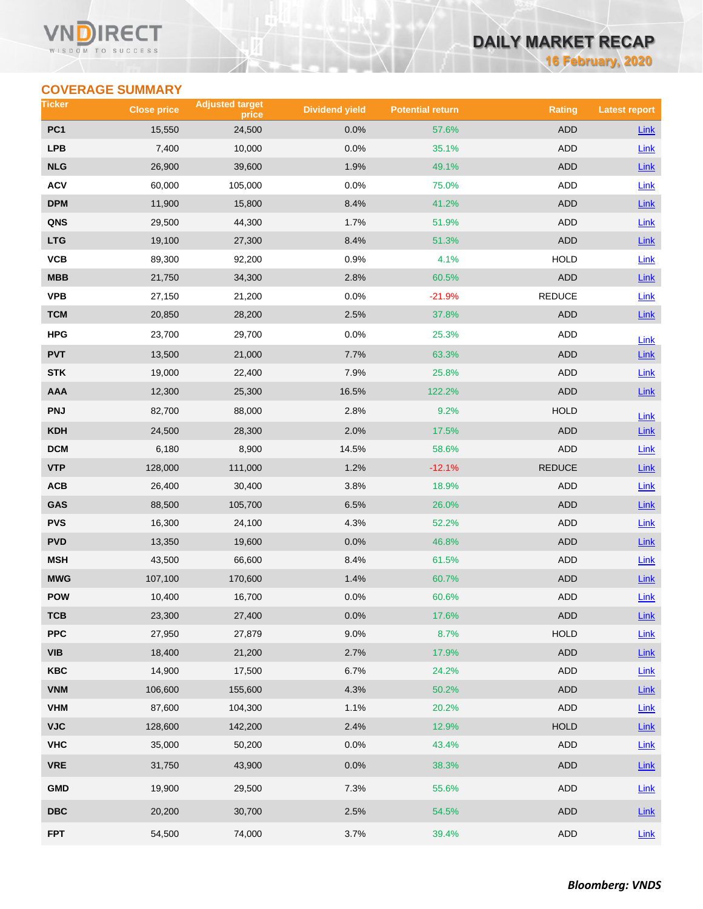## COVERAGE SUMMARY

| Ticker | Close price | Adjusted target price | Dividend yield | Potential return | Rating | Latest report |
|---|---|---|---|---|---|---|
| PC1 | 15,550 | 24,500 | 0.0% | 57.6% | ADD | Link |
| LPB | 7,400 | 10,000 | 0.0% | 35.1% | ADD | Link |
| NLG | 26,900 | 39,600 | 1.9% | 49.1% | ADD | Link |
| ACV | 60,000 | 105,000 | 0.0% | 75.0% | ADD | Link |
| DPM | 11,900 | 15,800 | 8.4% | 41.2% | ADD | Link |
| QNS | 29,500 | 44,300 | 1.7% | 51.9% | ADD | Link |
| LTG | 19,100 | 27,300 | 8.4% | 51.3% | ADD | Link |
| VCB | 89,300 | 92,200 | 0.9% | 4.1% | HOLD | Link |
| MBB | 21,750 | 34,300 | 2.8% | 60.5% | ADD | Link |
| VPB | 27,150 | 21,200 | 0.0% | -21.9% | REDUCE | Link |
| TCM | 20,850 | 28,200 | 2.5% | 37.8% | ADD | Link |
| HPG | 23,700 | 29,700 | 0.0% | 25.3% | ADD | Link |
| PVT | 13,500 | 21,000 | 7.7% | 63.3% | ADD | Link |
| STK | 19,000 | 22,400 | 7.9% | 25.8% | ADD | Link |
| AAA | 12,300 | 25,300 | 16.5% | 122.2% | ADD | Link |
| PNJ | 82,700 | 88,000 | 2.8% | 9.2% | HOLD | Link |
| KDH | 24,500 | 28,300 | 2.0% | 17.5% | ADD | Link |
| DCM | 6,180 | 8,900 | 14.5% | 58.6% | ADD | Link |
| VTP | 128,000 | 111,000 | 1.2% | -12.1% | REDUCE | Link |
| ACB | 26,400 | 30,400 | 3.8% | 18.9% | ADD | Link |
| GAS | 88,500 | 105,700 | 6.5% | 26.0% | ADD | Link |
| PVS | 16,300 | 24,100 | 4.3% | 52.2% | ADD | Link |
| PVD | 13,350 | 19,600 | 0.0% | 46.8% | ADD | Link |
| MSH | 43,500 | 66,600 | 8.4% | 61.5% | ADD | Link |
| MWG | 107,100 | 170,600 | 1.4% | 60.7% | ADD | Link |
| POW | 10,400 | 16,700 | 0.0% | 60.6% | ADD | Link |
| TCB | 23,300 | 27,400 | 0.0% | 17.6% | ADD | Link |
| PPC | 27,950 | 27,879 | 9.0% | 8.7% | HOLD | Link |
| VIB | 18,400 | 21,200 | 2.7% | 17.9% | ADD | Link |
| KBC | 14,900 | 17,500 | 6.7% | 24.2% | ADD | Link |
| VNM | 106,600 | 155,600 | 4.3% | 50.2% | ADD | Link |
| VHM | 87,600 | 104,300 | 1.1% | 20.2% | ADD | Link |
| VJC | 128,600 | 142,200 | 2.4% | 12.9% | HOLD | Link |
| VHC | 35,000 | 50,200 | 0.0% | 43.4% | ADD | Link |
| VRE | 31,750 | 43,900 | 0.0% | 38.3% | ADD | Link |
| GMD | 19,900 | 29,500 | 7.3% | 55.6% | ADD | Link |
| DBC | 20,200 | 30,700 | 2.5% | 54.5% | ADD | Link |
| FPT | 54,500 | 74,000 | 3.7% | 39.4% | ADD | Link |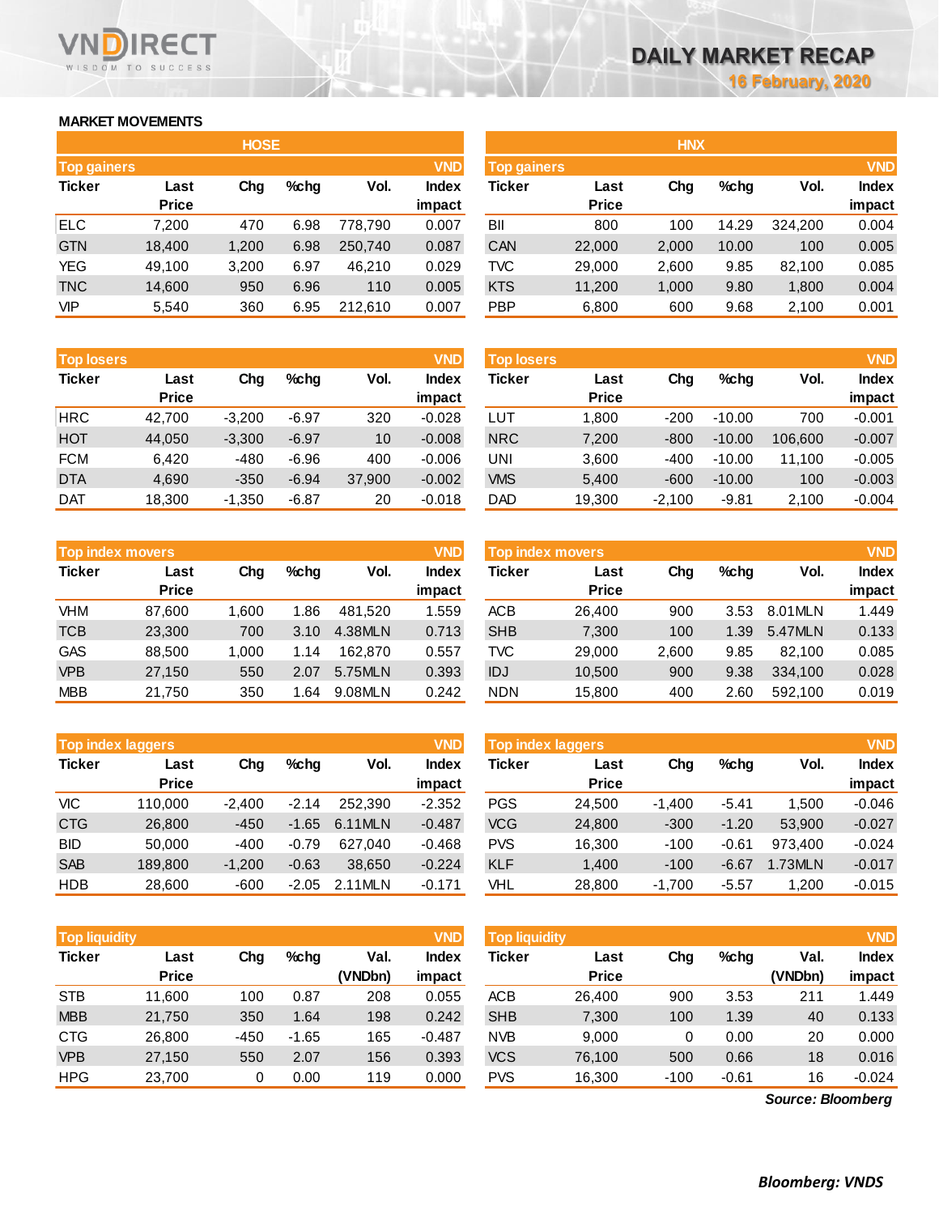# DAILY MARKET RECAP

16 February, 2020

## MARKET MOVEMENTS

### HOSE

| Top gainers | | | | | VND |
|---|---|---|---|---|---|
| Ticker | Last Price | Chg | %chg | Vol. | Index impact |
| ELC | 7,200 | 470 | 6.98 | 778,790 | 0.007 |
| GTN | 18,400 | 1,200 | 6.98 | 250,740 | 0.087 |
| YEG | 49,100 | 3,200 | 6.97 | 46,210 | 0.029 |
| TNC | 14,600 | 950 | 6.96 | 110 | 0.005 |
| VIP | 5,540 | 360 | 6.95 | 212,610 | 0.007 |

| Top losers | | | | | VND |
|---|---|---|---|---|---|
| Ticker | Last Price | Chg | %chg | Vol. | Index impact |
| HRC | 42,700 | -3,200 | -6.97 | 320 | -0.028 |
| HOT | 44,050 | -3,300 | -6.97 | 10 | -0.008 |
| FCM | 6,420 | -480 | -6.96 | 400 | -0.006 |
| DTA | 4,690 | -350 | -6.94 | 37,900 | -0.002 |
| DAT | 18,300 | -1,350 | -6.87 | 20 | -0.018 |

| Top index movers | | | | | VND |
|---|---|---|---|---|---|
| Ticker | Last Price | Chg | %chg | Vol. | Index impact |
| VHM | 87,600 | 1,600 | 1.86 | 481,520 | 1.559 |
| TCB | 23,300 | 700 | 3.10 | 4.38MLN | 0.713 |
| GAS | 88,500 | 1,000 | 1.14 | 162,870 | 0.557 |
| VPB | 27,150 | 550 | 2.07 | 5.75MLN | 0.393 |
| MBB | 21,750 | 350 | 1.64 | 9.08MLN | 0.242 |

| Top index laggers | | | | | VND |
|---|---|---|---|---|---|
| Ticker | Last Price | Chg | %chg | Vol. | Index impact |
| VIC | 110,000 | -2,400 | -2.14 | 252,390 | -2.352 |
| CTG | 26,800 | -450 | -1.65 | 6.11MLN | -0.487 |
| BID | 50,000 | -400 | -0.79 | 627,040 | -0.468 |
| SAB | 189,800 | -1,200 | -0.63 | 38,650 | -0.224 |
| HDB | 28,600 | -600 | -2.05 | 2.11MLN | -0.171 |

| Top liquidity | | | | | VND |
|---|---|---|---|---|---|
| Ticker | Last Price | Chg | %chg | Val. (VNDbn) | Index impact |
| STB | 11,600 | 100 | 0.87 | 208 | 0.055 |
| MBB | 21,750 | 350 | 1.64 | 198 | 0.242 |
| CTG | 26,800 | -450 | -1.65 | 165 | -0.487 |
| VPB | 27,150 | 550 | 2.07 | 156 | 0.393 |
| HPG | 23,700 | 0 | 0.00 | 119 | 0.000 |

### HNX

| Top gainers | | | | | VND |
|---|---|---|---|---|---|
| Ticker | Last Price | Chg | %chg | Vol. | Index impact |
| BII | 800 | 100 | 14.29 | 324,200 | 0.004 |
| CAN | 22,000 | 2,000 | 10.00 | 100 | 0.005 |
| TVC | 29,000 | 2,600 | 9.85 | 82,100 | 0.085 |
| KTS | 11,200 | 1,000 | 9.80 | 1,800 | 0.004 |
| PBP | 6,800 | 600 | 9.68 | 2,100 | 0.001 |

| Top losers | | | | | VND |
|---|---|---|---|---|---|
| Ticker | Last Price | Chg | %chg | Vol. | Index impact |
| LUT | 1,800 | -200 | -10.00 | 700 | -0.001 |
| NRC | 7,200 | -800 | -10.00 | 106,600 | -0.007 |
| UNI | 3,600 | -400 | -10.00 | 11,100 | -0.005 |
| VMS | 5,400 | -600 | -10.00 | 100 | -0.003 |
| DAD | 19,300 | -2,100 | -9.81 | 2,100 | -0.004 |

| Top index movers | | | | | VND |
|---|---|---|---|---|---|
| Ticker | Last Price | Chg | %chg | Vol. | Index impact |
| ACB | 26,400 | 900 | 3.53 | 8.01MLN | 1.449 |
| SHB | 7,300 | 100 | 1.39 | 5.47MLN | 0.133 |
| TVC | 29,000 | 2,600 | 9.85 | 82,100 | 0.085 |
| IDJ | 10,500 | 900 | 9.38 | 334,100 | 0.028 |
| NDN | 15,800 | 400 | 2.60 | 592,100 | 0.019 |

| Top index laggers | | | | | VND |
|---|---|---|---|---|---|
| Ticker | Last Price | Chg | %chg | Vol. | Index impact |
| PGS | 24,500 | -1,400 | -5.41 | 1,500 | -0.046 |
| VCG | 24,800 | -300 | -1.20 | 53,900 | -0.027 |
| PVS | 16,300 | -100 | -0.61 | 973,400 | -0.024 |
| KLF | 1,400 | -100 | -6.67 | 1.73MLN | -0.017 |
| VHL | 28,800 | -1,700 | -5.57 | 1,200 | -0.015 |

| Top liquidity | | | | | VND |
|---|---|---|---|---|---|
| Ticker | Last Price | Chg | %chg | Val. (VNDbn) | Index impact |
| ACB | 26,400 | 900 | 3.53 | 211 | 1.449 |
| SHB | 7,300 | 100 | 1.39 | 40 | 0.133 |
| NVB | 9,000 | 0 | 0.00 | 20 | 0.000 |
| VCS | 76,100 | 500 | 0.66 | 18 | 0.016 |
| PVS | 16,300 | -100 | -0.61 | 16 | -0.024 |

*Source: Bloomberg*

***Bloomberg: VNDS***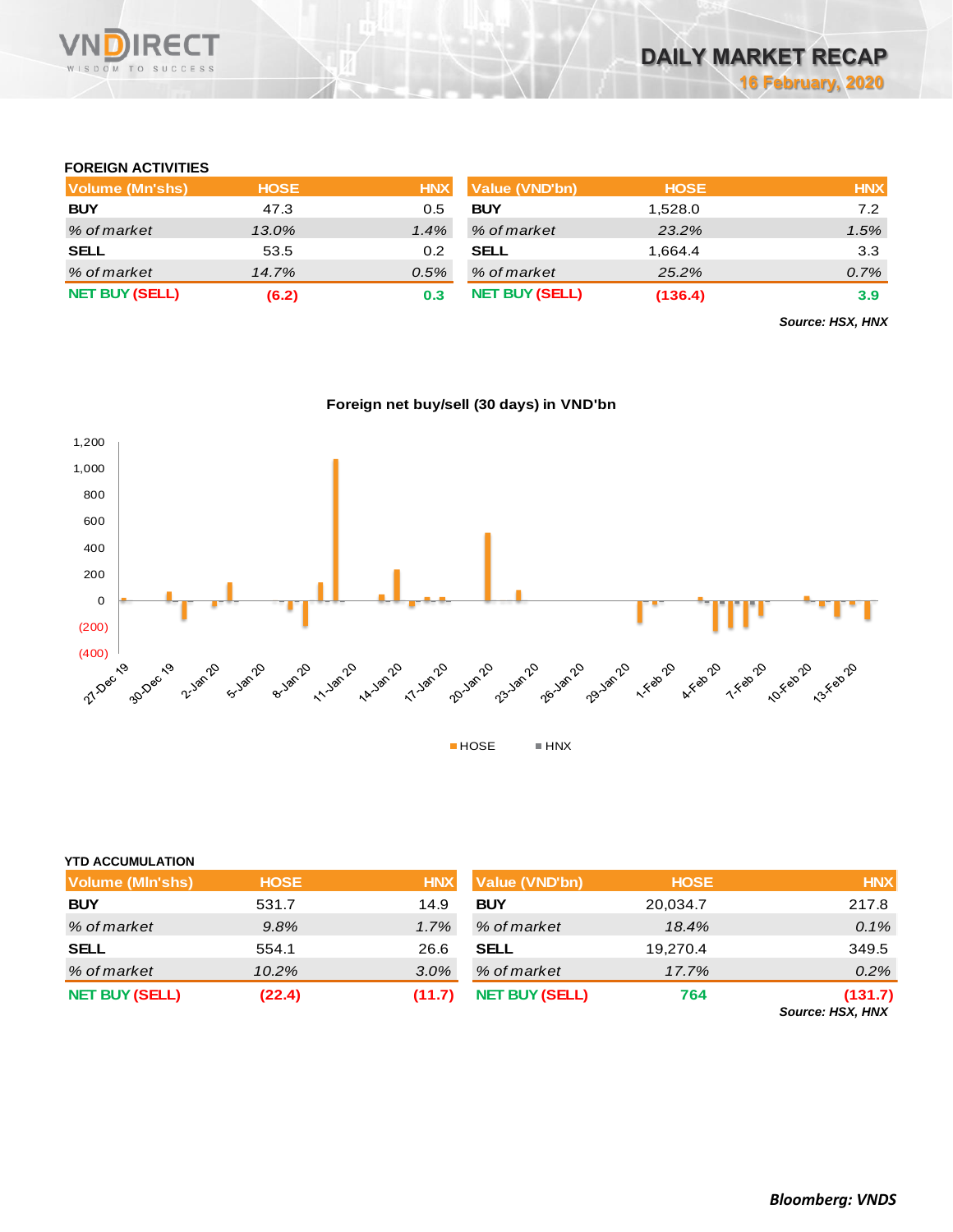## FOREIGN ACTIVITIES

| Volume (Mn'shs) | HOSE | HNX |
|---|---|---|
| **BUY** | 47.3 | 0.5 |
| *% of market* | *13.0%* | *1.4%* |
| **SELL** | 53.5 | 0.2 |
| *% of market* | *14.7%* | *0.5%* |
| **NET BUY (SELL)** | **(6.2)** | **0.3** |

| Value (VND'bn) | HOSE | HNX |
|---|---|---|
| **BUY** | 1,528.0 | 7.2 |
| *% of market* | *23.2%* | *1.5%* |
| **SELL** | 1,664.4 | 3.3 |
| *% of market* | *25.2%* | *0.7%* |
| **NET BUY (SELL)** | **(136.4)** | **3.9** |

***Source: HSX, HNX***

**Foreign net buy/sell (30 days) in VND'bn**

## YTD ACCUMULATION

| Volume (Mln'shs) | HOSE | HNX |
|---|---|---|
| **BUY** | 531.7 | 14.9 |
| *% of market* | *9.8%* | *1.7%* |
| **SELL** | 554.1 | 26.6 |
| *% of market* | *10.2%* | *3.0%* |
| **NET BUY (SELL)** | **(22.4)** | **(11.7)** |

| Value (VND'bn) | HOSE | HNX |
|---|---|---|
| **BUY** | 20,034.7 | 217.8 |
| *% of market* | *18.4%* | *0.1%* |
| **SELL** | 19,270.4 | 349.5 |
| *% of market* | *17.7%* | *0.2%* |
| **NET BUY (SELL)** | **764** | **(131.7)** |

***Source: HSX, HNX***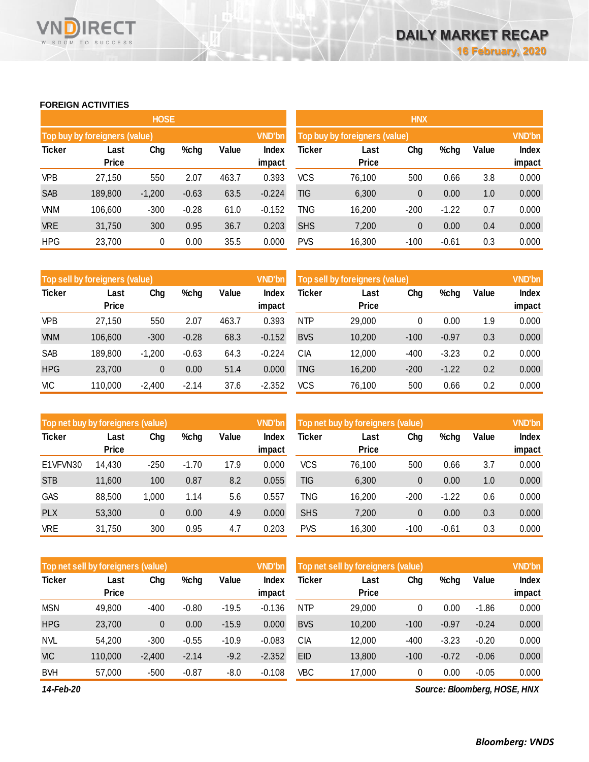## FOREIGN ACTIVITIES

### HOSE

**Top buy by foreigners (value)** — VND'bn

| Ticker | Last Price | Chg | %chg | Value | Index impact |
|---|---|---|---|---|---|
| VPB | 27,150 | 550 | 2.07 | 463.7 | 0.393 |
| SAB | 189,800 | -1,200 | -0.63 | 63.5 | -0.224 |
| VNM | 106,600 | -300 | -0.28 | 61.0 | -0.152 |
| VRE | 31,750 | 300 | 0.95 | 36.7 | 0.203 |
| HPG | 23,700 | 0 | 0.00 | 35.5 | 0.000 |

**Top sell by foreigners (value)** — VND'bn

| Ticker | Last Price | Chg | %chg | Value | Index impact |
|---|---|---|---|---|---|
| VPB | 27,150 | 550 | 2.07 | 463.7 | 0.393 |
| VNM | 106,600 | -300 | -0.28 | 68.3 | -0.152 |
| SAB | 189,800 | -1,200 | -0.63 | 64.3 | -0.224 |
| HPG | 23,700 | 0 | 0.00 | 51.4 | 0.000 |
| VIC | 110,000 | -2,400 | -2.14 | 37.6 | -2.352 |

**Top net buy by foreigners (value)** — VND'bn

| Ticker | Last Price | Chg | %chg | Value | Index impact |
|---|---|---|---|---|---|
| E1VFVN30 | 14,430 | -250 | -1.70 | 17.9 | 0.000 |
| STB | 11,600 | 100 | 0.87 | 8.2 | 0.055 |
| GAS | 88,500 | 1,000 | 1.14 | 5.6 | 0.557 |
| PLX | 53,300 | 0 | 0.00 | 4.9 | 0.000 |
| VRE | 31,750 | 300 | 0.95 | 4.7 | 0.203 |

**Top net sell by foreigners (value)** — VND'bn

| Ticker | Last Price | Chg | %chg | Value | Index impact |
|---|---|---|---|---|---|
| MSN | 49,800 | -400 | -0.80 | -19.5 | -0.136 |
| HPG | 23,700 | 0 | 0.00 | -15.9 | 0.000 |
| NVL | 54,200 | -300 | -0.55 | -10.9 | -0.083 |
| VIC | 110,000 | -2,400 | -2.14 | -9.2 | -2.352 |
| BVH | 57,000 | -500 | -0.87 | -8.0 | -0.108 |

### HNX

**Top buy by foreigners (value)** — VND'bn

| Ticker | Last Price | Chg | %chg | Value | Index impact |
|---|---|---|---|---|---|
| VCS | 76,100 | 500 | 0.66 | 3.8 | 0.000 |
| TIG | 6,300 | 0 | 0.00 | 1.0 | 0.000 |
| TNG | 16,200 | -200 | -1.22 | 0.7 | 0.000 |
| SHS | 7,200 | 0 | 0.00 | 0.4 | 0.000 |
| PVS | 16,300 | -100 | -0.61 | 0.3 | 0.000 |

**Top sell by foreigners (value)** — VND'bn

| Ticker | Last Price | Chg | %chg | Value | Index impact |
|---|---|---|---|---|---|
| NTP | 29,000 | 0 | 0.00 | 1.9 | 0.000 |
| BVS | 10,200 | -100 | -0.97 | 0.3 | 0.000 |
| CIA | 12,000 | -400 | -3.23 | 0.2 | 0.000 |
| TNG | 16,200 | -200 | -1.22 | 0.2 | 0.000 |
| VCS | 76,100 | 500 | 0.66 | 0.2 | 0.000 |

**Top net buy by foreigners (value)** — VND'bn

| Ticker | Last Price | Chg | %chg | Value | Index impact |
|---|---|---|---|---|---|
| VCS | 76,100 | 500 | 0.66 | 3.7 | 0.000 |
| TIG | 6,300 | 0 | 0.00 | 1.0 | 0.000 |
| TNG | 16,200 | -200 | -1.22 | 0.6 | 0.000 |
| SHS | 7,200 | 0 | 0.00 | 0.3 | 0.000 |
| PVS | 16,300 | -100 | -0.61 | 0.3 | 0.000 |

**Top net sell by foreigners (value)** — VND'bn

| Ticker | Last Price | Chg | %chg | Value | Index impact |
|---|---|---|---|---|---|
| NTP | 29,000 | 0 | 0.00 | -1.86 | 0.000 |
| BVS | 10,200 | -100 | -0.97 | -0.24 | 0.000 |
| CIA | 12,000 | -400 | -3.23 | -0.20 | 0.000 |
| EID | 13,800 | -100 | -0.72 | -0.06 | 0.000 |
| VBC | 17,000 | 0 | 0.00 | -0.05 | 0.000 |

*14-Feb-20*

*Source: Bloomberg, HOSE, HNX*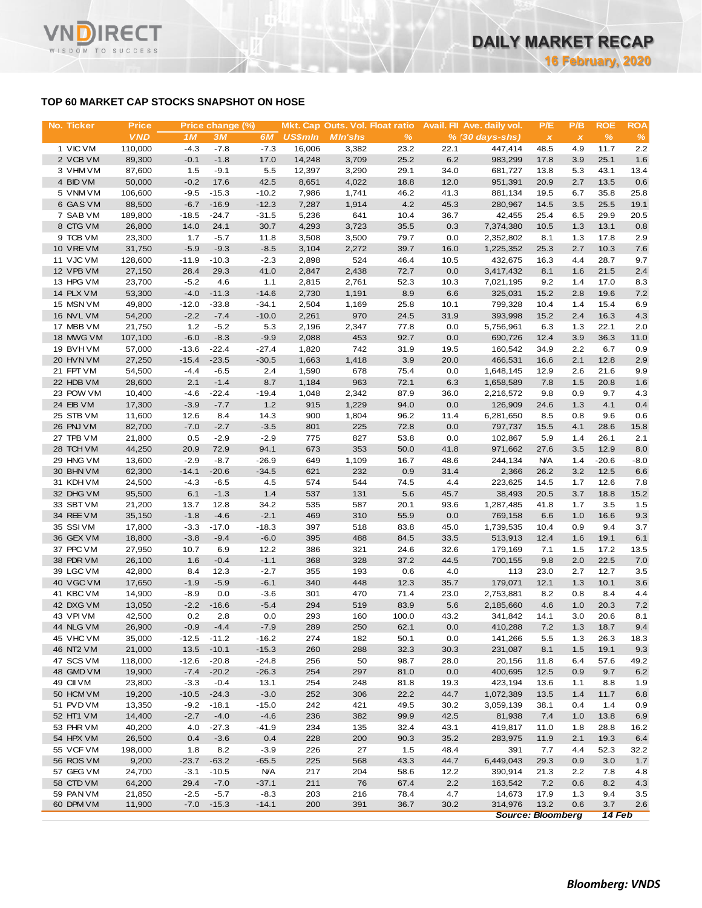## TOP 60 MARKET CAP STOCKS SNAPSHOT ON HOSE

| No. | Ticker | Price | Price change (%) | | | Mkt. Cap | Outs. Vol. | Float ratio | Avail. FII | Ave. daily vol. | P/E | P/B | ROE | ROA |
|---|---|---|---|---|---|---|---|---|---|---|---|---|---|---|
| | | VND | 1M | 3M | 6M | US$mln | Mln'shs | % | % | (30 days-shs) | x | x | % | % |
| 1 | VIC VM | 110,000 | -4.3 | -7.8 | -7.3 | 16,006 | 3,382 | 23.2 | 22.1 | 447,414 | 48.5 | 4.9 | 11.7 | 2.2 |
| 2 | VCB VM | 89,300 | -0.1 | -1.8 | 17.0 | 14,248 | 3,709 | 25.2 | 6.2 | 983,299 | 17.8 | 3.9 | 25.1 | 1.6 |
| 3 | VHM VM | 87,600 | 1.5 | -9.1 | 5.5 | 12,397 | 3,290 | 29.1 | 34.0 | 681,727 | 13.8 | 5.3 | 43.1 | 13.4 |
| 4 | BID VM | 50,000 | -0.2 | 17.6 | 42.5 | 8,651 | 4,022 | 18.8 | 12.0 | 951,391 | 20.9 | 2.7 | 13.5 | 0.6 |
| 5 | VNM VM | 106,600 | -9.5 | -15.3 | -10.2 | 7,986 | 1,741 | 46.2 | 41.3 | 881,134 | 19.5 | 6.7 | 35.8 | 25.8 |
| 6 | GAS VM | 88,500 | -6.7 | -16.9 | -12.3 | 7,287 | 1,914 | 4.2 | 45.3 | 280,967 | 14.5 | 3.5 | 25.5 | 19.1 |
| 7 | SAB VM | 189,800 | -18.5 | -24.7 | -31.5 | 5,236 | 641 | 10.4 | 36.7 | 42,455 | 25.4 | 6.5 | 29.9 | 20.5 |
| 8 | CTG VM | 26,800 | 14.0 | 24.1 | 30.7 | 4,293 | 3,723 | 35.5 | 0.3 | 7,374,380 | 10.5 | 1.3 | 13.1 | 0.8 |
| 9 | TCB VM | 23,300 | 1.7 | -5.7 | 11.8 | 3,508 | 3,500 | 79.7 | 0.0 | 2,352,802 | 8.1 | 1.3 | 17.8 | 2.9 |
| 10 | VRE VM | 31,750 | -5.9 | -9.3 | -8.5 | 3,104 | 2,272 | 39.7 | 16.0 | 1,225,352 | 25.3 | 2.7 | 10.3 | 7.6 |
| 11 | VJC VM | 128,600 | -11.9 | -10.3 | -2.3 | 2,898 | 524 | 46.4 | 10.5 | 432,675 | 16.3 | 4.4 | 28.7 | 9.7 |
| 12 | VPB VM | 27,150 | 28.4 | 29.3 | 41.0 | 2,847 | 2,438 | 72.7 | 0.0 | 3,417,432 | 8.1 | 1.6 | 21.5 | 2.4 |
| 13 | HPG VM | 23,700 | -5.2 | 4.6 | 1.1 | 2,815 | 2,761 | 52.3 | 10.3 | 7,021,195 | 9.2 | 1.4 | 17.0 | 8.3 |
| 14 | PLX VM | 53,300 | -4.0 | -11.3 | -14.6 | 2,730 | 1,191 | 8.9 | 6.6 | 325,031 | 15.2 | 2.8 | 19.6 | 7.2 |
| 15 | MSN VM | 49,800 | -12.0 | -33.8 | -34.1 | 2,504 | 1,169 | 25.8 | 10.1 | 799,328 | 10.4 | 1.4 | 15.4 | 6.9 |
| 16 | NVL VM | 54,200 | -2.2 | -7.4 | -10.0 | 2,261 | 970 | 24.5 | 31.9 | 393,998 | 15.2 | 2.4 | 16.3 | 4.3 |
| 17 | MBB VM | 21,750 | 1.2 | -5.2 | 5.3 | 2,196 | 2,347 | 77.8 | 0.0 | 5,756,961 | 6.3 | 1.3 | 22.1 | 2.0 |
| 18 | MWG VM | 107,100 | -6.0 | -8.3 | -9.9 | 2,088 | 453 | 92.7 | 0.0 | 690,726 | 12.4 | 3.9 | 36.3 | 11.0 |
| 19 | BVH VM | 57,000 | -13.6 | -22.4 | -27.4 | 1,820 | 742 | 31.9 | 19.5 | 160,542 | 34.9 | 2.2 | 6.7 | 0.9 |
| 20 | HVN VM | 27,250 | -15.4 | -23.5 | -30.5 | 1,663 | 1,418 | 3.9 | 20.0 | 466,531 | 16.6 | 2.1 | 12.8 | 2.9 |
| 21 | FPT VM | 54,500 | -4.4 | -6.5 | 2.4 | 1,590 | 678 | 75.4 | 0.0 | 1,648,145 | 12.9 | 2.6 | 21.6 | 9.9 |
| 22 | HDB VM | 28,600 | 2.1 | -1.4 | 8.7 | 1,184 | 963 | 72.1 | 6.3 | 1,658,589 | 7.8 | 1.5 | 20.8 | 1.6 |
| 23 | POW VM | 10,400 | -4.6 | -22.4 | -19.4 | 1,048 | 2,342 | 87.9 | 36.0 | 2,216,572 | 9.8 | 0.9 | 9.7 | 4.3 |
| 24 | EIB VM | 17,300 | -3.9 | -7.7 | 1.2 | 915 | 1,229 | 94.0 | 0.0 | 126,909 | 24.6 | 1.3 | 4.1 | 0.4 |
| 25 | STB VM | 11,600 | 12.6 | 8.4 | 14.3 | 900 | 1,804 | 96.2 | 11.4 | 6,281,650 | 8.5 | 0.8 | 9.6 | 0.6 |
| 26 | PNJ VM | 82,700 | -7.0 | -2.7 | -3.5 | 801 | 225 | 72.8 | 0.0 | 797,737 | 15.5 | 4.1 | 28.6 | 15.8 |
| 27 | TPB VM | 21,800 | 0.5 | -2.9 | -2.9 | 775 | 827 | 53.8 | 0.0 | 102,867 | 5.9 | 1.4 | 26.1 | 2.1 |
| 28 | TCH VM | 44,250 | 20.9 | 72.9 | 94.1 | 673 | 353 | 50.0 | 41.8 | 971,662 | 27.6 | 3.5 | 12.9 | 8.0 |
| 29 | HNG VM | 13,600 | -2.9 | -8.7 | -26.9 | 649 | 1,109 | 16.7 | 48.6 | 244,134 | N/A | 1.4 | -20.6 | -8.0 |
| 30 | BHN VM | 62,300 | -14.1 | -20.6 | -34.5 | 621 | 232 | 0.9 | 31.4 | 2,366 | 26.2 | 3.2 | 12.5 | 6.6 |
| 31 | KDH VM | 24,500 | -4.3 | -6.5 | 4.5 | 574 | 544 | 74.5 | 4.4 | 223,625 | 14.5 | 1.7 | 12.6 | 7.8 |
| 32 | DHG VM | 95,500 | 6.1 | -1.3 | 1.4 | 537 | 131 | 5.6 | 45.7 | 38,493 | 20.5 | 3.7 | 18.8 | 15.2 |
| 33 | SBT VM | 21,200 | 13.7 | 12.8 | 34.2 | 535 | 587 | 20.1 | 93.6 | 1,287,485 | 41.8 | 1.7 | 3.5 | 1.5 |
| 34 | REE VM | 35,150 | -1.8 | -4.6 | -2.1 | 469 | 310 | 55.9 | 0.0 | 769,158 | 6.6 | 1.0 | 16.6 | 9.3 |
| 35 | SSI VM | 17,800 | -3.3 | -17.0 | -18.3 | 397 | 518 | 83.8 | 45.0 | 1,739,535 | 10.4 | 0.9 | 9.4 | 3.7 |
| 36 | GEX VM | 18,800 | -3.8 | -9.4 | -6.0 | 395 | 488 | 84.5 | 33.5 | 513,913 | 12.4 | 1.6 | 19.1 | 6.1 |
| 37 | PPC VM | 27,950 | 10.7 | 6.9 | 12.2 | 386 | 321 | 24.6 | 32.6 | 179,169 | 7.1 | 1.5 | 17.2 | 13.5 |
| 38 | PDR VM | 26,100 | 1.6 | -0.4 | -1.1 | 368 | 328 | 37.2 | 44.5 | 700,155 | 9.8 | 2.0 | 22.5 | 7.0 |
| 39 | LGC VM | 42,800 | 8.4 | 12.3 | -2.7 | 355 | 193 | 0.6 | 4.0 | 113 | 23.0 | 2.7 | 12.7 | 3.5 |
| 40 | VGC VM | 17,650 | -1.9 | -5.9 | -6.1 | 340 | 448 | 12.3 | 35.7 | 179,071 | 12.1 | 1.3 | 10.1 | 3.6 |
| 41 | KBC VM | 14,900 | -8.9 | 0.0 | -3.6 | 301 | 470 | 71.4 | 23.0 | 2,753,881 | 8.2 | 0.8 | 8.4 | 4.4 |
| 42 | DXG VM | 13,050 | -2.2 | -16.6 | -5.4 | 294 | 519 | 83.9 | 5.6 | 2,185,660 | 4.6 | 1.0 | 20.3 | 7.2 |
| 43 | VPI VM | 42,500 | 0.2 | 2.8 | 0.0 | 293 | 160 | 100.0 | 43.2 | 341,842 | 14.1 | 3.0 | 20.6 | 8.1 |
| 44 | NLG VM | 26,900 | -0.9 | -4.4 | -7.9 | 289 | 250 | 62.1 | 0.0 | 410,288 | 7.2 | 1.3 | 18.7 | 9.4 |
| 45 | VHC VM | 35,000 | -12.5 | -11.2 | -16.2 | 274 | 182 | 50.1 | 0.0 | 141,266 | 5.5 | 1.3 | 26.3 | 18.3 |
| 46 | NT2 VM | 21,000 | 13.5 | -10.1 | -15.3 | 260 | 288 | 32.3 | 30.3 | 231,087 | 8.1 | 1.5 | 19.1 | 9.3 |
| 47 | SCS VM | 118,000 | -12.6 | -20.8 | -24.8 | 256 | 50 | 98.7 | 28.0 | 20,156 | 11.8 | 6.4 | 57.6 | 49.2 |
| 48 | GMD VM | 19,900 | -7.4 | -20.2 | -26.3 | 254 | 297 | 81.0 | 0.0 | 400,695 | 12.5 | 0.9 | 9.7 | 6.2 |
| 49 | CII VM | 23,800 | -3.3 | -0.4 | 13.1 | 254 | 248 | 81.8 | 19.3 | 423,194 | 13.6 | 1.1 | 8.8 | 1.9 |
| 50 | HCM VM | 19,200 | -10.5 | -24.3 | -3.0 | 252 | 306 | 22.2 | 44.7 | 1,072,389 | 13.5 | 1.4 | 11.7 | 6.8 |
| 51 | PVD VM | 13,350 | -9.2 | -18.1 | -15.0 | 242 | 421 | 49.5 | 30.2 | 3,059,139 | 38.1 | 0.4 | 1.4 | 0.9 |
| 52 | HT1 VM | 14,400 | -2.7 | -4.0 | -4.6 | 236 | 382 | 99.9 | 42.5 | 81,938 | 7.4 | 1.0 | 13.8 | 6.9 |
| 53 | PHR VM | 40,200 | 4.0 | -27.3 | -41.9 | 234 | 135 | 32.4 | 43.1 | 419,817 | 11.0 | 1.8 | 28.8 | 16.2 |
| 54 | HPX VM | 26,500 | 0.4 | -3.6 | 0.4 | 228 | 200 | 90.3 | 35.2 | 283,975 | 11.9 | 2.1 | 19.3 | 6.4 |
| 55 | VCF VM | 198,000 | 1.8 | 8.2 | -3.9 | 226 | 27 | 1.5 | 48.4 | 391 | 7.7 | 4.4 | 52.3 | 32.2 |
| 56 | ROS VM | 9,200 | -23.7 | -63.2 | -65.5 | 225 | 568 | 43.3 | 44.7 | 6,449,043 | 29.3 | 0.9 | 3.0 | 1.7 |
| 57 | GEG VM | 24,700 | -3.1 | -10.5 | N/A | 217 | 204 | 58.6 | 12.2 | 390,914 | 21.3 | 2.2 | 7.8 | 4.8 |
| 58 | CTD VM | 64,200 | 29.4 | -7.0 | -37.1 | 211 | 76 | 67.4 | 2.2 | 163,542 | 7.2 | 0.6 | 8.2 | 4.3 |
| 59 | PAN VM | 21,850 | -2.5 | -5.7 | -8.3 | 203 | 216 | 78.4 | 4.7 | 14,673 | 17.9 | 1.3 | 9.4 | 3.5 |
| 60 | DPM VM | 11,900 | -7.0 | -15.3 | -14.1 | 200 | 391 | 36.7 | 30.2 | 314,976 | 13.2 | 0.6 | 3.7 | 2.6 |

*Source: Bloomberg* *14 Feb*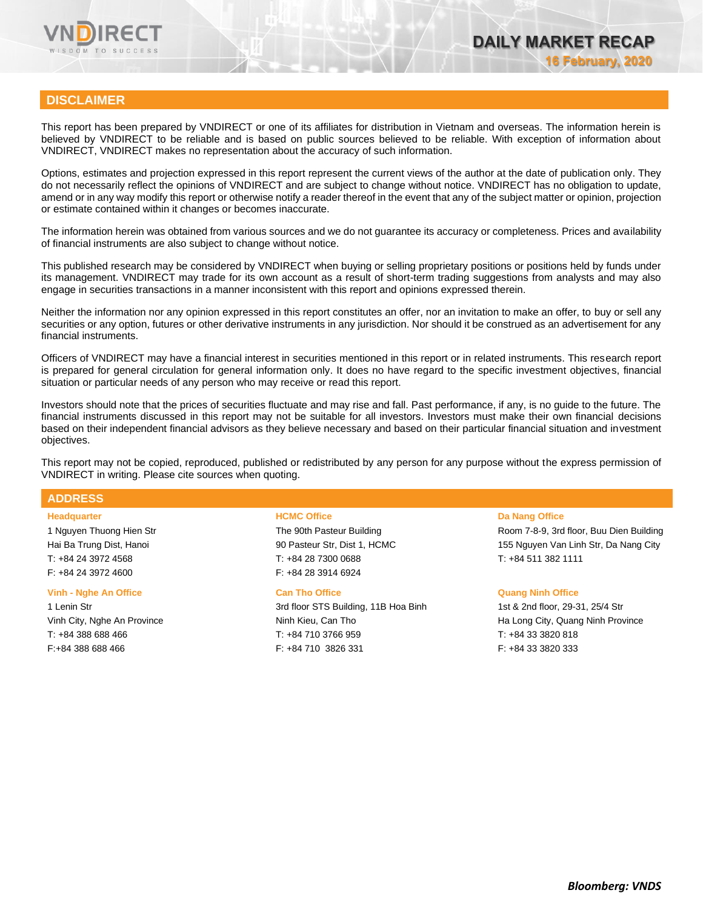## DISCLAIMER

This report has been prepared by VNDIRECT or one of its affiliates for distribution in Vietnam and overseas. The information herein is believed by VNDIRECT to be reliable and is based on public sources believed to be reliable. With exception of information about VNDIRECT, VNDIRECT makes no representation about the accuracy of such information.

Options, estimates and projection expressed in this report represent the current views of the author at the date of publication only. They do not necessarily reflect the opinions of VNDIRECT and are subject to change without notice. VNDIRECT has no obligation to update, amend or in any way modify this report or otherwise notify a reader thereof in the event that any of the subject matter or opinion, projection or estimate contained within it changes or becomes inaccurate.

The information herein was obtained from various sources and we do not guarantee its accuracy or completeness. Prices and availability of financial instruments are also subject to change without notice.

This published research may be considered by VNDIRECT when buying or selling proprietary positions or positions held by funds under its management. VNDIRECT may trade for its own account as a result of short-term trading suggestions from analysts and may also engage in securities transactions in a manner inconsistent with this report and opinions expressed therein.

Neither the information nor any opinion expressed in this report constitutes an offer, nor an invitation to make an offer, to buy or sell any securities or any option, futures or other derivative instruments in any jurisdiction. Nor should it be construed as an advertisement for any financial instruments.

Officers of VNDIRECT may have a financial interest in securities mentioned in this report or in related instruments. This research report is prepared for general circulation for general information only. It does no have regard to the specific investment objectives, financial situation or particular needs of any person who may receive or read this report.

Investors should note that the prices of securities fluctuate and may rise and fall. Past performance, if any, is no guide to the future. The financial instruments discussed in this report may not be suitable for all investors. Investors must make their own financial decisions based on their independent financial advisors as they believe necessary and based on their particular financial situation and investment objectives.

This report may not be copied, reproduced, published or redistributed by any person for any purpose without the express permission of VNDIRECT in writing. Please cite sources when quoting.

## ADDRESS

**Headquarter**
1 Nguyen Thuong Hien Str
Hai Ba Trung Dist, Hanoi
T: +84 24 3972 4568
F: +84 24 3972 4600

**HCMC Office**
The 90th Pasteur Building
90 Pasteur Str, Dist 1, HCMC
T: +84 28 7300 0688
F: +84 28 3914 6924

**Da Nang Office**
Room 7-8-9, 3rd floor, Buu Dien Building
155 Nguyen Van Linh Str, Da Nang City
T: +84 511 382 1111

**Vinh - Nghe An Office**
1 Lenin Str
Vinh City, Nghe An Province
T: +84 388 688 466
F:+84 388 688 466

**Can Tho Office**
3rd floor STS Building, 11B Hoa Binh
Ninh Kieu, Can Tho
T: +84 710 3766 959
F: +84 710 3826 331

**Quang Ninh Office**
1st & 2nd floor, 29-31, 25/4 Str
Ha Long City, Quang Ninh Province
T: +84 33 3820 818
F: +84 33 3820 333